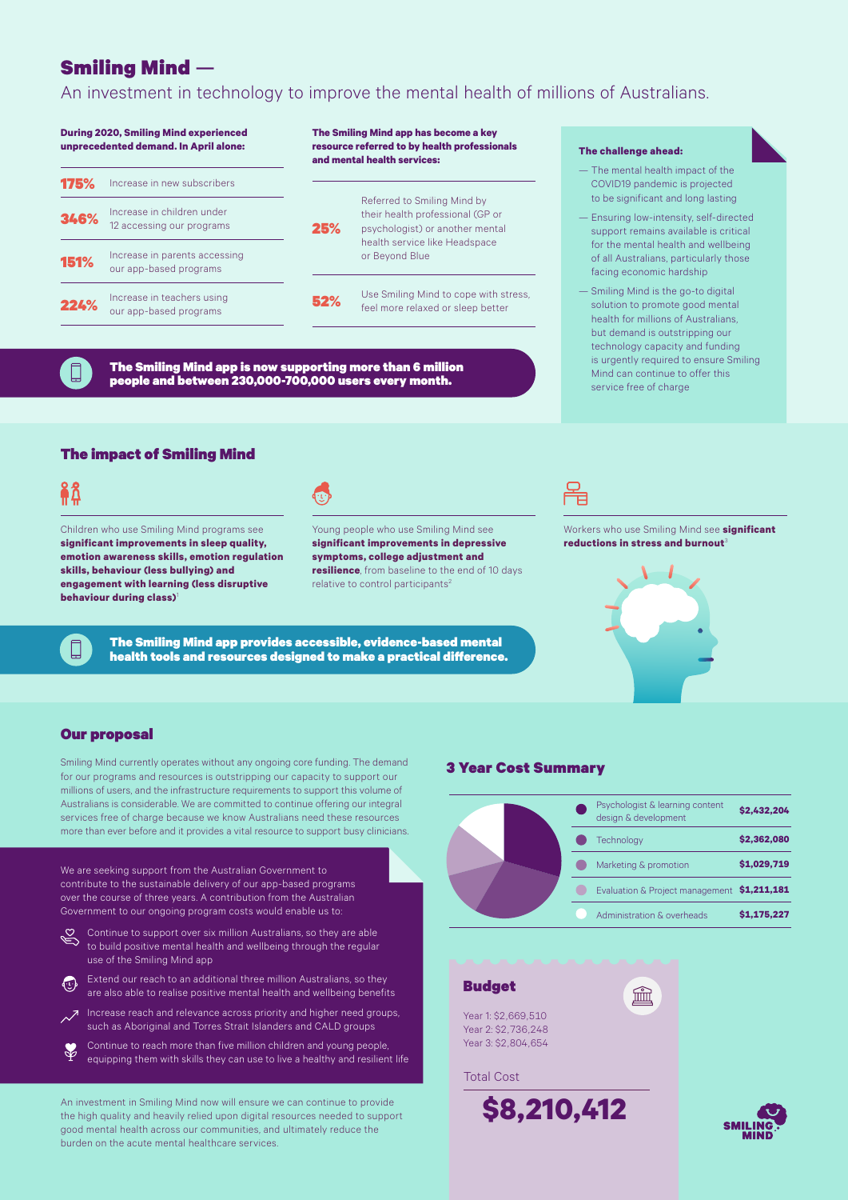# Smiling Mind —

An investment in technology to improve the mental health of millions of Australians.

**During 2020, Smiling Mind experienced unprecedented demand. In April alone:**

| | |
|---|---|
| **175%** | Increase in new subscribers |
| **346%** | Increase in children under 12 accessing our programs |
| **151%** | Increase in parents accessing our app-based programs |
| **224%** | Increase in teachers using our app-based programs |

**The Smiling Mind app has become a key resource referred to by health professionals and mental health services:**

| | |
|---|---|
| **25%** | Referred to Smiling Mind by their health professional (GP or psychologist) or another mental health service like Headspace or Beyond Blue |
| **52%** | Use Smiling Mind to cope with stress, feel more relaxed or sleep better |

**The Smiling Mind app is now supporting more than 6 million people and between 230,000-700,000 users every month.**

**The challenge ahead:**

- The mental health impact of the COVID19 pandemic is projected to be significant and long lasting
- Ensuring low-intensity, self-directed support remains available is critical for the mental health and wellbeing of all Australians, particularly those facing economic hardship
- Smiling Mind is the go-to digital solution to promote good mental health for millions of Australians, but demand is outstripping our technology capacity and funding is urgently required to ensure Smiling Mind can continue to offer this service free of charge

## The impact of Smiling Mind

Children who use Smiling Mind programs see **significant improvements in sleep quality, emotion awareness skills, emotion regulation skills, behaviour (less bullying) and engagement with learning (less disruptive behaviour during class)**[1]

Young people who use Smiling Mind see **significant improvements in depressive symptoms, college adjustment and resilience**, from baseline to the end of 10 days relative to control participants[2]

Workers who use Smiling Mind see **significant reductions in stress and burnout**[3]

**The Smiling Mind app provides accessible, evidence-based mental health tools and resources designed to make a practical difference.**

## Our proposal

Smiling Mind currently operates without any ongoing core funding. The demand for our programs and resources is outstripping our capacity to support our millions of users, and the infrastructure requirements to support this volume of Australians is considerable. We are committed to continue offering our integral services free of charge because we know Australians need these resources more than ever before and it provides a vital resource to support busy clinicians.

We are seeking support from the Australian Government to contribute to the sustainable delivery of our app-based programs over the course of three years. A contribution from the Australian Government to our ongoing program costs would enable us to:

- Continue to support over six million Australians, so they are able to build positive mental health and wellbeing through the regular use of the Smiling Mind app
- Extend our reach to an additional three million Australians, so they are also able to realise positive mental health and wellbeing benefits
- Increase reach and relevance across priority and higher need groups, such as Aboriginal and Torres Strait Islanders and CALD groups
- Continue to reach more than five million children and young people, equipping them with skills they can use to live a healthy and resilient life

An investment in Smiling Mind now will ensure we can continue to provide the high quality and heavily relied upon digital resources needed to support good mental health across our communities, and ultimately reduce the burden on the acute mental healthcare services.

### 3 Year Cost Summary

| Item | Cost |
|---|---|
| Psychologist & learning content design & development | $2,432,204 |
| Technology | $2,362,080 |
| Marketing & promotion | $1,029,719 |
| Evaluation & Project management | $1,211,181 |
| Administration & overheads | $1,175,227 |

### Budget

Year 1: $2,669,510
Year 2: $2,736,248
Year 3: $2,804,654

Total Cost

**$8,210,412**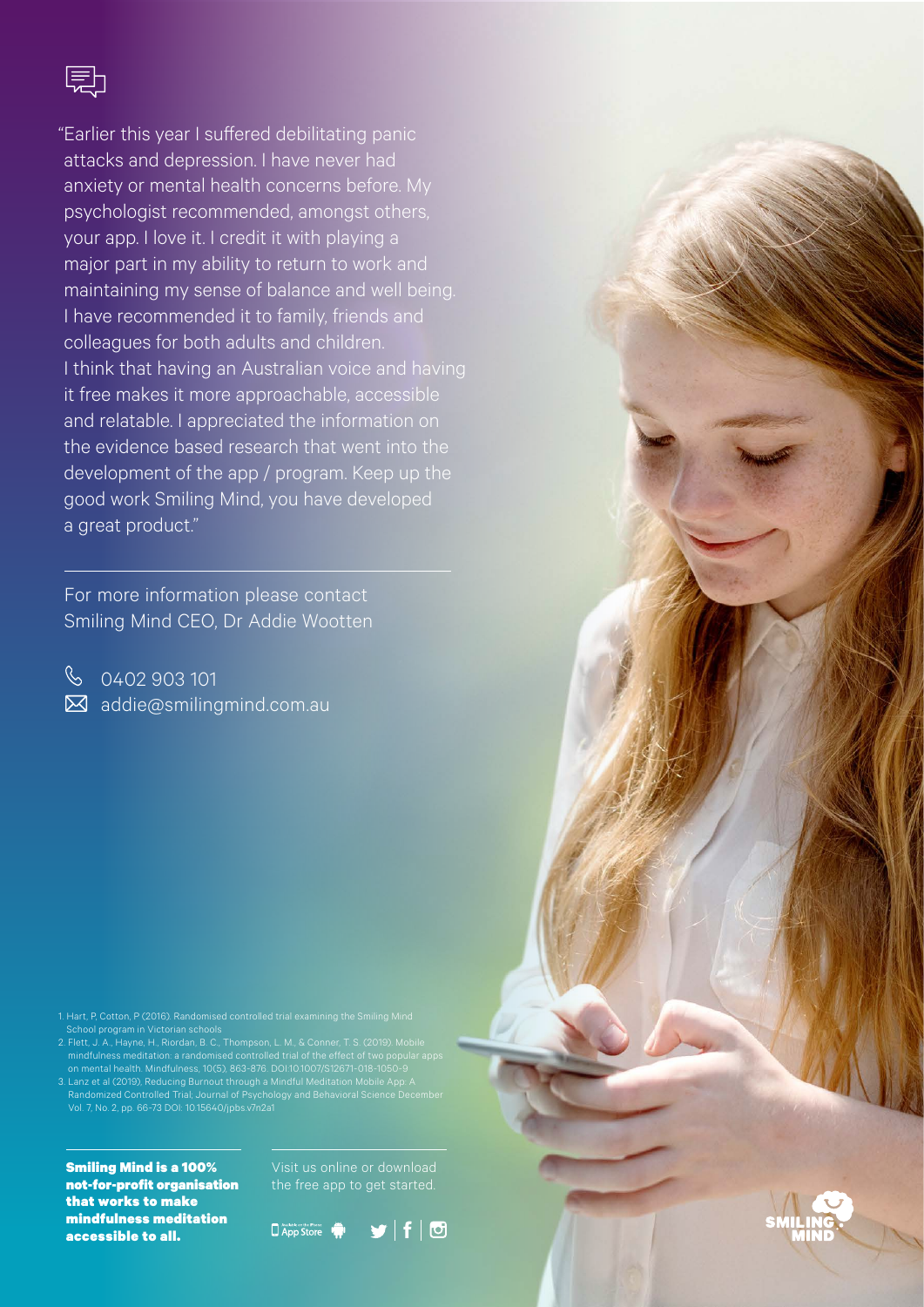"Earlier this year I suffered debilitating panic attacks and depression. I have never had anxiety or mental health concerns before. My psychologist recommended, amongst others, your app. I love it. I credit it with playing a major part in my ability to return to work and maintaining my sense of balance and well being. I have recommended it to family, friends and colleagues for both adults and children. I think that having an Australian voice and having it free makes it more approachable, accessible and relatable. I appreciated the information on the evidence based research that went into the development of the app / program. Keep up the good work Smiling Mind, you have developed a great product."

---

For more information please contact Smiling Mind CEO, Dr Addie Wootten

0402 903 101
addie@smilingmind.com.au

1. Hart, P, Cotton, P (2016). Randomised controlled trial examining the Smiling Mind School program in Victorian schools
2. Flett, J. A., Hayne, H., Riordan, B. C., Thompson, L. M., & Conner, T. S. (2019). Mobile mindfulness meditation: a randomised controlled trial of the effect of two popular apps on mental health. Mindfulness, 10(5), 863-876. DOI:10.1007/S12671-018-1050-9
3. Lanz et al (2019). Reducing Burnout through a Mindful Meditation Mobile App: A Randomized Controlled Trial; Journal of Psychology and Behavioral Science December Vol. 7, No. 2, pp. 66-73 DOI: 10.15640/jpbs.v7n2a1

**Smiling Mind is a 100% not-for-profit organisation that works to make mindfulness meditation accessible to all.**

Visit us online or download the free app to get started.

App Store

SMILING MIND